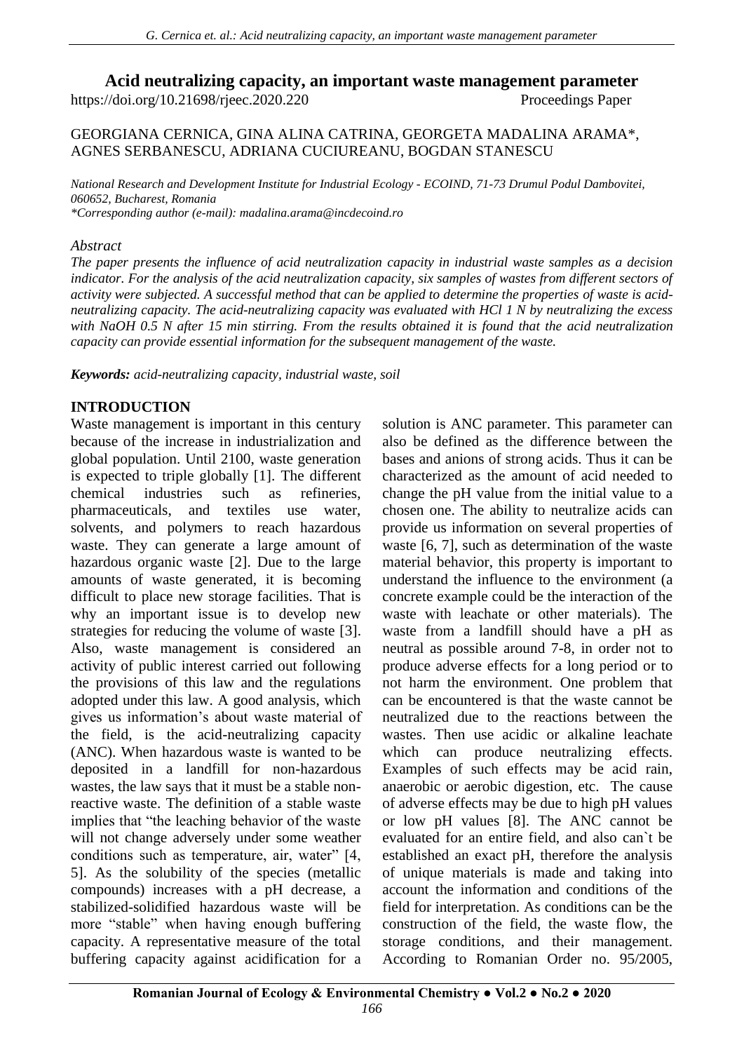# Acid neutralizing capacity, an important waste management parameter

https://doi.org/10.21698/rjeec.2020.220 Proceedings Paper

GEORGIANA CERNICA, GINA ALINA CATRINA, GEORGETA MADALINA ARAMA*, AGNES SERBANESCU, ADRIANA CUCIUREANU, BOGDAN STANESCU

*National Research and Development Institute for Industrial Ecology - ECOIND, 71-73 Drumul Podul Dambovitei, 060652, Bucharest, Romania*
*\*Corresponding author (e-mail): madalina.arama@incdecoind.ro*

*Abstract*

*The paper presents the influence of acid neutralization capacity in industrial waste samples as a decision indicator. For the analysis of the acid neutralization capacity, six samples of wastes from different sectors of activity were subjected. A successful method that can be applied to determine the properties of waste is acid-neutralizing capacity. The acid-neutralizing capacity was evaluated with HCl 1 N by neutralizing the excess with NaOH 0.5 N after 15 min stirring. From the results obtained it is found that the acid neutralization capacity can provide essential information for the subsequent management of the waste.*

***Keywords:** acid-neutralizing capacity, industrial waste, soil*

## INTRODUCTION

Waste management is important in this century because of the increase in industrialization and global population. Until 2100, waste generation is expected to triple globally [1]. The different chemical industries such as refineries, pharmaceuticals, and textiles use water, solvents, and polymers to reach hazardous waste. They can generate a large amount of hazardous organic waste [2]. Due to the large amounts of waste generated, it is becoming difficult to place new storage facilities. That is why an important issue is to develop new strategies for reducing the volume of waste [3]. Also, waste management is considered an activity of public interest carried out following the provisions of this law and the regulations adopted under this law. A good analysis, which gives us information's about waste material of the field, is the acid-neutralizing capacity (ANC). When hazardous waste is wanted to be deposited in a landfill for non-hazardous wastes, the law says that it must be a stable non-reactive waste. The definition of a stable waste implies that "the leaching behavior of the waste will not change adversely under some weather conditions such as temperature, air, water" [4, 5]. As the solubility of the species (metallic compounds) increases with a pH decrease, a stabilized-solidified hazardous waste will be more "stable" when having enough buffering capacity. A representative measure of the total buffering capacity against acidification for a solution is ANC parameter. This parameter can also be defined as the difference between the bases and anions of strong acids. Thus it can be characterized as the amount of acid needed to change the pH value from the initial value to a chosen one. The ability to neutralize acids can provide us information on several properties of waste [6, 7], such as determination of the waste material behavior, this property is important to understand the influence to the environment (a concrete example could be the interaction of the waste with leachate or other materials). The waste from a landfill should have a pH as neutral as possible around 7-8, in order not to produce adverse effects for a long period or to not harm the environment. One problem that can be encountered is that the waste cannot be neutralized due to the reactions between the wastes. Then use acidic or alkaline leachate which can produce neutralizing effects. Examples of such effects may be acid rain, anaerobic or aerobic digestion, etc. The cause of adverse effects may be due to high pH values or low pH values [8]. The ANC cannot be evaluated for an entire field, and also can`t be established an exact pH, therefore the analysis of unique materials is made and taking into account the information and conditions of the field for interpretation. As conditions can be the construction of the field, the waste flow, the storage conditions, and their management. According to Romanian Order no. 95/2005,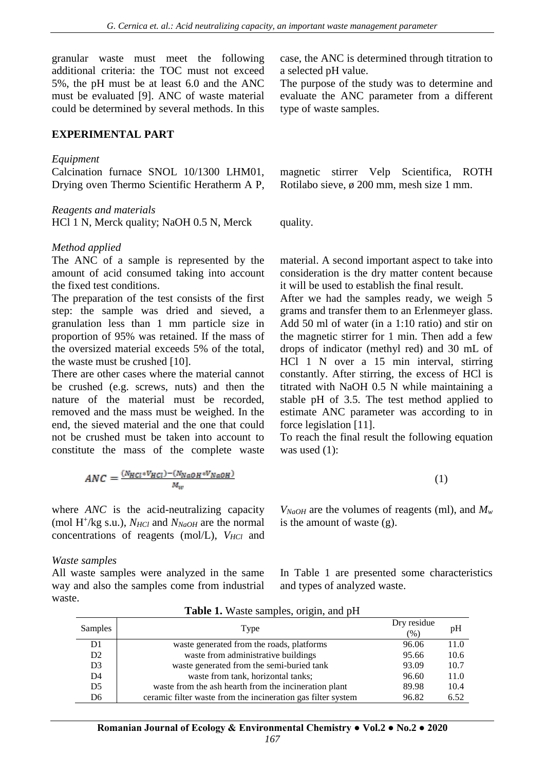granular waste must meet the following additional criteria: the TOC must not exceed 5%, the pH must be at least 6.0 and the ANC must be evaluated [9]. ANC of waste material could be determined by several methods. In this case, the ANC is determined through titration to a selected pH value.

The purpose of the study was to determine and evaluate the ANC parameter from a different type of waste samples.

## EXPERIMENTAL PART

*Equipment*

Calcination furnace SNOL 10/1300 LHM01, Drying oven Thermo Scientific Heratherm A P, magnetic stirrer Velp Scientifica, ROTH Rotilabo sieve, ø 200 mm, mesh size 1 mm.

*Reagents and materials*

HCl 1 N, Merck quality; NaOH 0.5 N, Merck quality.

*Method applied*

The ANC of a sample is represented by the amount of acid consumed taking into account the fixed test conditions.

The preparation of the test consists of the first step: the sample was dried and sieved, a granulation less than 1 mm particle size in proportion of 95% was retained. If the mass of the oversized material exceeds 5% of the total, the waste must be crushed [10].

There are other cases where the material cannot be crushed (e.g. screws, nuts) and then the nature of the material must be recorded, removed and the mass must be weighed. In the end, the sieved material and the one that could not be crushed must be taken into account to constitute the mass of the complete waste material. A second important aspect to take into consideration is the dry matter content because it will be used to establish the final result.

After we had the samples ready, we weigh 5 grams and transfer them to an Erlenmeyer glass. Add 50 ml of water (in a 1:10 ratio) and stir on the magnetic stirrer for 1 min. Then add a few drops of indicator (methyl red) and 30 mL of HCl 1 N over a 15 min interval, stirring constantly. After stirring, the excess of HCl is titrated with NaOH 0.5 N while maintaining a stable pH of 3.5. The test method applied to estimate ANC parameter was according to in force legislation [11].

To reach the final result the following equation was used (1):

$$ANC = \frac{(N_{HCl} * V_{HCl}) - (N_{NaOH} * V_{NaOH})}{M_w} \quad (1)$$

where $ANC$ is the acid-neutralizing capacity (mol $H^+$/kg s.u.), $N_{HCl}$ and $N_{NaOH}$ are the normal concentrations of reagents (mol/L), $V_{HCl}$ and $V_{NaOH}$ are the volumes of reagents (ml), and $M_w$ is the amount of waste (g).

*Waste samples*

All waste samples were analyzed in the same way and also the samples come from industrial waste.

In Table 1 are presented some characteristics and types of analyzed waste.

**Table 1.** Waste samples, origin, and pH

| Samples | Type | Dry residue (%) | pH |
|---|---|---|---|
| D1 | waste generated from the roads, platforms | 96.06 | 11.0 |
| D2 | waste from administrative buildings | 95.66 | 10.6 |
| D3 | waste generated from the semi-buried tank | 93.09 | 10.7 |
| D4 | waste from tank, horizontal tanks; | 96.60 | 11.0 |
| D5 | waste from the ash hearth from the incineration plant | 89.98 | 10.4 |
| D6 | ceramic filter waste from the incineration gas filter system | 96.82 | 6.52 |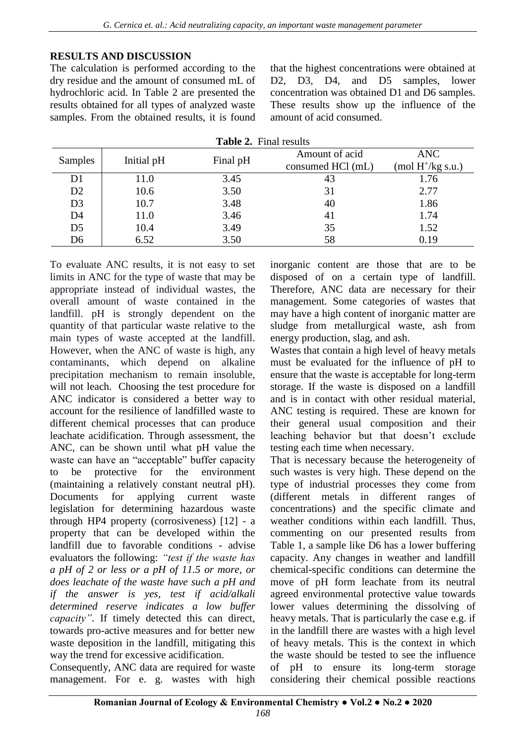## RESULTS AND DISCUSSION

The calculation is performed according to the dry residue and the amount of consumed mL of hydrochloric acid. In Table 2 are presented the results obtained for all types of analyzed waste samples. From the obtained results, it is found that the highest concentrations were obtained at D2, D3, D4, and D5 samples, lower concentration was obtained D1 and D6 samples. These results show up the influence of the amount of acid consumed.

**Table 2.** Final results

| Samples | Initial pH | Final pH | Amount of acid consumed HCl (mL) | ANC (mol $H^+$/kg s.u.) |
|---|---|---|---|---|
| D1 | 11.0 | 3.45 | 43 | 1.76 |
| D2 | 10.6 | 3.50 | 31 | 2.77 |
| D3 | 10.7 | 3.48 | 40 | 1.86 |
| D4 | 11.0 | 3.46 | 41 | 1.74 |
| D5 | 10.4 | 3.49 | 35 | 1.52 |
| D6 | 6.52 | 3.50 | 58 | 0.19 |

To evaluate ANC results, it is not easy to set limits in ANC for the type of waste that may be appropriate instead of individual wastes, the overall amount of waste contained in the landfill. pH is strongly dependent on the quantity of that particular waste relative to the main types of waste accepted at the landfill. However, when the ANC of waste is high, any contaminants, which depend on alkaline precipitation mechanism to remain insoluble, will not leach. Choosing the test procedure for ANC indicator is considered a better way to account for the resilience of landfilled waste to different chemical processes that can produce leachate acidification. Through assessment, the ANC, can be shown until what pH value the waste can have an "acceptable" buffer capacity to be protective for the environment (maintaining a relatively constant neutral pH). Documents for applying current waste legislation for determining hazardous waste through HP4 property (corrosiveness) [12] - a property that can be developed within the landfill due to favorable conditions - advise evaluators the following: *"test if the waste has a pH of 2 or less or a pH of 11.5 or more, or does leachate of the waste have such a pH and if the answer is yes, test if acid/alkali determined reserve indicates a low buffer capacity"*. If timely detected this can direct, towards pro-active measures and for better new waste deposition in the landfill, mitigating this way the trend for excessive acidification.

Consequently, ANC data are required for waste management. For e. g. wastes with high inorganic content are those that are to be disposed of on a certain type of landfill. Therefore, ANC data are necessary for their management. Some categories of wastes that may have a high content of inorganic matter are sludge from metallurgical waste, ash from energy production, slag, and ash.

Wastes that contain a high level of heavy metals must be evaluated for the influence of pH to ensure that the waste is acceptable for long-term storage. If the waste is disposed on a landfill and is in contact with other residual material, ANC testing is required. These are known for their general usual composition and their leaching behavior but that doesn't exclude testing each time when necessary.

That is necessary because the heterogeneity of such wastes is very high. These depend on the type of industrial processes they come from (different metals in different ranges of concentrations) and the specific climate and weather conditions within each landfill. Thus, commenting on our presented results from Table 1, a sample like D6 has a lower buffering capacity. Any changes in weather and landfill chemical-specific conditions can determine the move of pH form leachate from its neutral agreed environmental protective value towards lower values determining the dissolving of heavy metals. That is particularly the case e.g. if in the landfill there are wastes with a high level of heavy metals. This is the context in which the waste should be tested to see the influence of pH to ensure its long-term storage considering their chemical possible reactions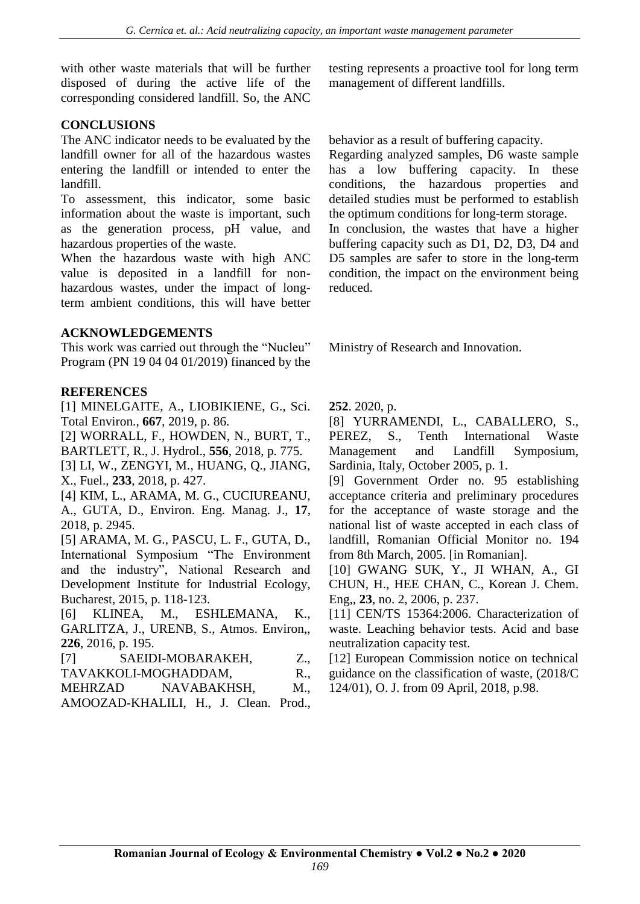with other waste materials that will be further disposed of during the active life of the corresponding considered landfill. So, the ANC testing represents a proactive tool for long term management of different landfills.

## CONCLUSIONS

The ANC indicator needs to be evaluated by the landfill owner for all of the hazardous wastes entering the landfill or intended to enter the landfill.

To assessment, this indicator, some basic information about the waste is important, such as the generation process, pH value, and hazardous properties of the waste.

When the hazardous waste with high ANC value is deposited in a landfill for non-hazardous wastes, under the impact of long-term ambient conditions, this will have better behavior as a result of buffering capacity.

Regarding analyzed samples, D6 waste sample has a low buffering capacity. In these conditions, the hazardous properties and detailed studies must be performed to establish the optimum conditions for long-term storage.

In conclusion, the wastes that have a higher buffering capacity such as D1, D2, D3, D4 and D5 samples are safer to store in the long-term condition, the impact on the environment being reduced.

## ACKNOWLEDGEMENTS

This work was carried out through the "Nucleu" Program (PN 19 04 04 01/2019) financed by the Ministry of Research and Innovation.

## REFERENCES

[1] MINELGAITE, A., LIOBIKIENE, G., Sci. Total Environ., **667**, 2019, p. 86.

[2] WORRALL, F., HOWDEN, N., BURT, T., BARTLETT, R., J. Hydrol., **556**, 2018, p. 775.

[3] LI, W., ZENGYI, M., HUANG, Q., JIANG, X., Fuel., **233**, 2018, p. 427.

[4] KIM, L., ARAMA, M. G., CUCIUREANU, A., GUTA, D., Environ. Eng. Manag. J., **17**, 2018, p. 2945.

[5] ARAMA, M. G., PASCU, L. F., GUTA, D., International Symposium "The Environment and the industry", National Research and Development Institute for Industrial Ecology, Bucharest, 2015, p. 118-123.

[6] KLINEA, M., ESHLEMANA, K., GARLITZA, J., URENB, S., Atmos. Environ,, **226**, 2016, p. 195.

[7] SAEIDI-MOBARAKEH, Z., TAVAKKOLI-MOGHADDAM, R., MEHRZAD NAVABAKHSH, M., AMOOZAD-KHALILI, H., J. Clean. Prod., **252**. 2020, p.

[8] YURRAMENDI, L., CABALLERO, S., PEREZ, S., Tenth International Waste Management and Landfill Symposium, Sardinia, Italy, October 2005, p. 1.

[9] Government Order no. 95 establishing acceptance criteria and preliminary procedures for the acceptance of waste storage and the national list of waste accepted in each class of landfill, Romanian Official Monitor no. 194 from 8th March, 2005. [in Romanian].

[10] GWANG SUK, Y., JI WHAN, A., GI CHUN, H., HEE CHAN, C., Korean J. Chem. Eng,, **23**, no. 2, 2006, p. 237.

[11] CEN/TS 15364:2006. Characterization of waste. Leaching behavior tests. Acid and base neutralization capacity test.

[12] European Commission notice on technical guidance on the classification of waste, (2018/C 124/01), O. J. from 09 April, 2018, p.98.